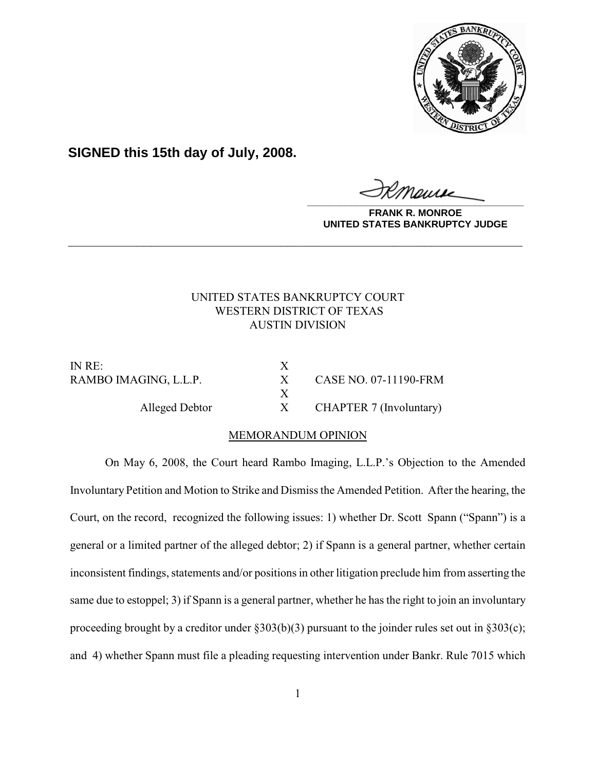**SIGNED this 15th day of July, 2008.**

**FRANK R. MONROE**
**UNITED STATES BANKRUPTCY JUDGE**

---

UNITED STATES BANKRUPTCY COURT
WESTERN DISTRICT OF TEXAS
AUSTIN DIVISION

| | | |
|---|---|---|
| IN RE: | X | |
| RAMBO IMAGING, L.L.P. | X | CASE NO. 07-11190-FRM |
| | X | |
| Alleged Debtor | X | CHAPTER 7 (Involuntary) |

MEMORANDUM OPINION

On May 6, 2008, the Court heard Rambo Imaging, L.L.P.'s Objection to the Amended Involuntary Petition and Motion to Strike and Dismiss the Amended Petition. After the hearing, the Court, on the record, recognized the following issues: 1) whether Dr. Scott Spann ("Spann") is a general or a limited partner of the alleged debtor; 2) if Spann is a general partner, whether certain inconsistent findings, statements and/or positions in other litigation preclude him from asserting the same due to estoppel; 3) if Spann is a general partner, whether he has the right to join an involuntary proceeding brought by a creditor under §303(b)(3) pursuant to the joinder rules set out in §303(c); and 4) whether Spann must file a pleading requesting intervention under Bankr. Rule 7015 which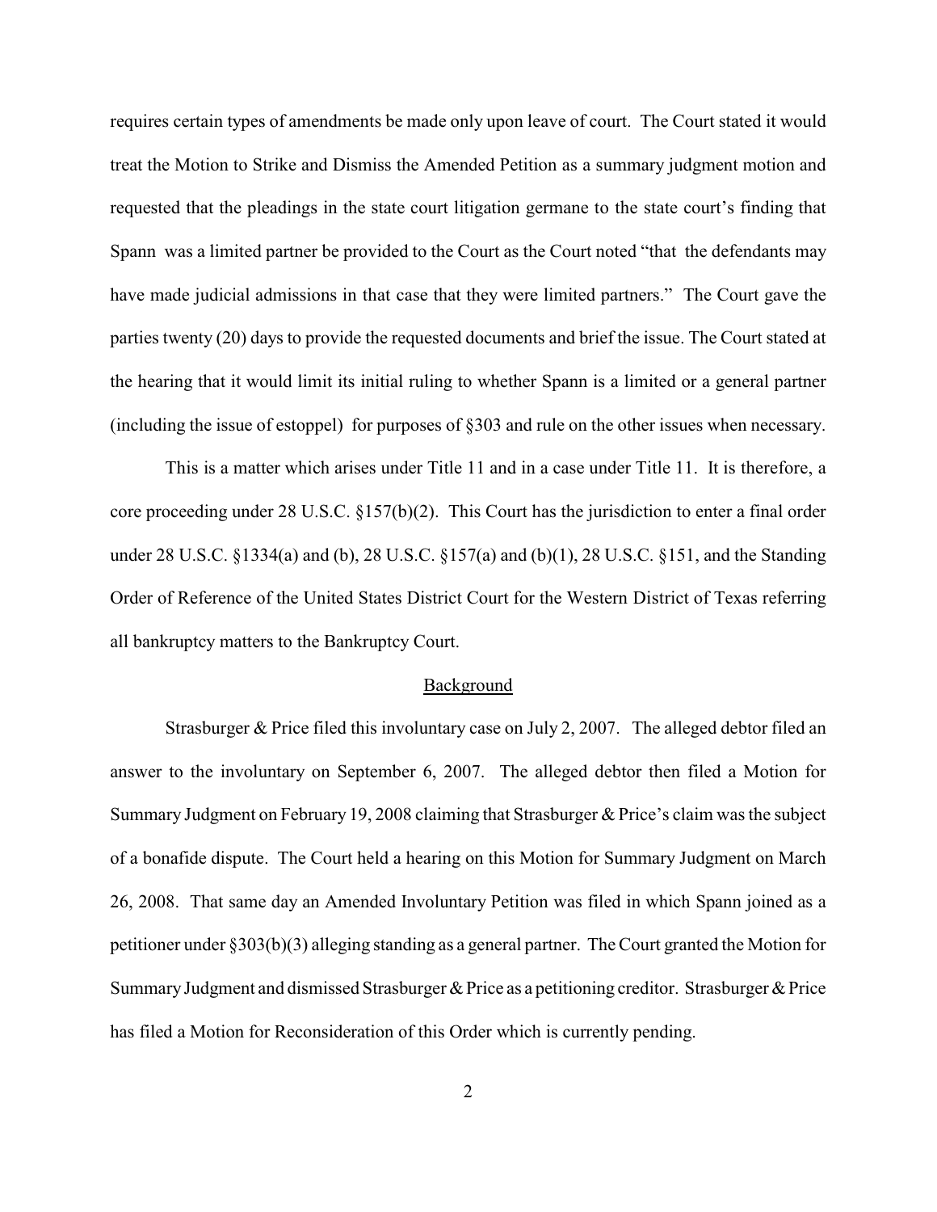requires certain types of amendments be made only upon leave of court. The Court stated it would treat the Motion to Strike and Dismiss the Amended Petition as a summary judgment motion and requested that the pleadings in the state court litigation germane to the state court's finding that Spann was a limited partner be provided to the Court as the Court noted "that the defendants may have made judicial admissions in that case that they were limited partners." The Court gave the parties twenty (20) days to provide the requested documents and brief the issue. The Court stated at the hearing that it would limit its initial ruling to whether Spann is a limited or a general partner (including the issue of estoppel) for purposes of §303 and rule on the other issues when necessary.

This is a matter which arises under Title 11 and in a case under Title 11. It is therefore, a core proceeding under 28 U.S.C. §157(b)(2). This Court has the jurisdiction to enter a final order under 28 U.S.C. §1334(a) and (b), 28 U.S.C. §157(a) and (b)(1), 28 U.S.C. §151, and the Standing Order of Reference of the United States District Court for the Western District of Texas referring all bankruptcy matters to the Bankruptcy Court.

## Background

Strasburger & Price filed this involuntary case on July 2, 2007. The alleged debtor filed an answer to the involuntary on September 6, 2007. The alleged debtor then filed a Motion for Summary Judgment on February 19, 2008 claiming that Strasburger & Price's claim was the subject of a bonafide dispute. The Court held a hearing on this Motion for Summary Judgment on March 26, 2008. That same day an Amended Involuntary Petition was filed in which Spann joined as a petitioner under §303(b)(3) alleging standing as a general partner. The Court granted the Motion for Summary Judgment and dismissed Strasburger & Price as a petitioning creditor. Strasburger & Price has filed a Motion for Reconsideration of this Order which is currently pending.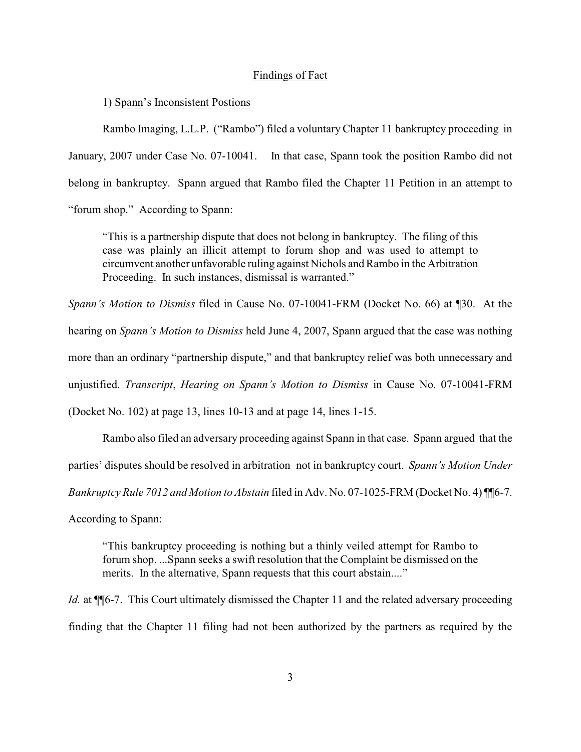## Findings of Fact

### 1) Spann's Inconsistent Postions

Rambo Imaging, L.L.P. ("Rambo") filed a voluntary Chapter 11 bankruptcy proceeding in January, 2007 under Case No. 07-10041. In that case, Spann took the position Rambo did not belong in bankruptcy. Spann argued that Rambo filed the Chapter 11 Petition in an attempt to "forum shop." According to Spann:

> "This is a partnership dispute that does not belong in bankruptcy. The filing of this case was plainly an illicit attempt to forum shop and was used to attempt to circumvent another unfavorable ruling against Nichols and Rambo in the Arbitration Proceeding. In such instances, dismissal is warranted."

*Spann's Motion to Dismiss* filed in Cause No. 07-10041-FRM (Docket No. 66) at ¶30. At the hearing on *Spann's Motion to Dismiss* held June 4, 2007, Spann argued that the case was nothing more than an ordinary "partnership dispute," and that bankruptcy relief was both unnecessary and unjustified. *Transcript*, *Hearing on Spann's Motion to Dismiss* in Cause No. 07-10041-FRM (Docket No. 102) at page 13, lines 10-13 and at page 14, lines 1-15.

Rambo also filed an adversary proceeding against Spann in that case. Spann argued that the parties' disputes should be resolved in arbitration–not in bankruptcy court. *Spann's Motion Under Bankruptcy Rule 7012 and Motion to Abstain* filed in Adv. No. 07-1025-FRM (Docket No. 4) ¶¶6-7. According to Spann:

> "This bankruptcy proceeding is nothing but a thinly veiled attempt for Rambo to forum shop. ...Spann seeks a swift resolution that the Complaint be dismissed on the merits. In the alternative, Spann requests that this court abstain...."

*Id.* at ¶¶6-7. This Court ultimately dismissed the Chapter 11 and the related adversary proceeding finding that the Chapter 11 filing had not been authorized by the partners as required by the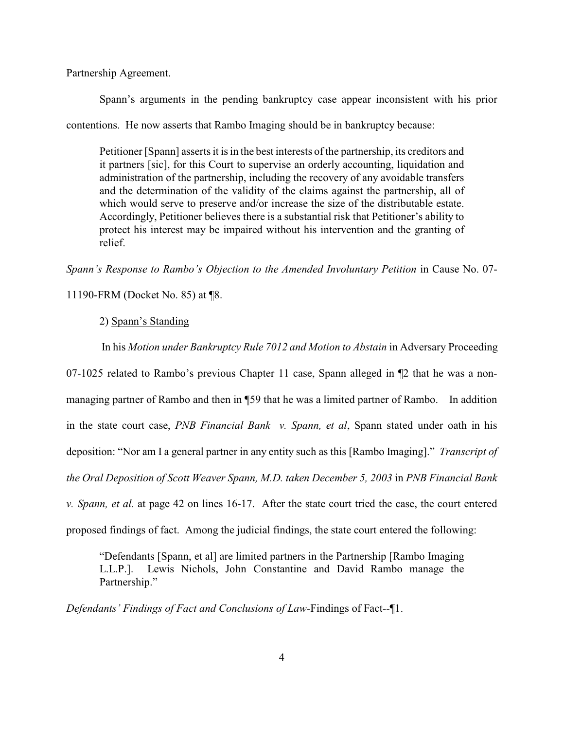Partnership Agreement.

Spann's arguments in the pending bankruptcy case appear inconsistent with his prior contentions. He now asserts that Rambo Imaging should be in bankruptcy because:

> Petitioner [Spann] asserts it is in the best interests of the partnership, its creditors and it partners [sic], for this Court to supervise an orderly accounting, liquidation and administration of the partnership, including the recovery of any avoidable transfers and the determination of the validity of the claims against the partnership, all of which would serve to preserve and/or increase the size of the distributable estate. Accordingly, Petitioner believes there is a substantial risk that Petitioner's ability to protect his interest may be impaired without his intervention and the granting of relief.

*Spann's Response to Rambo's Objection to the Amended Involuntary Petition* in Cause No. 07-11190-FRM (Docket No. 85) at ¶8.

2) <u>Spann's Standing</u>

In his *Motion under Bankruptcy Rule 7012 and Motion to Abstain* in Adversary Proceeding 07-1025 related to Rambo's previous Chapter 11 case, Spann alleged in ¶2 that he was a non-managing partner of Rambo and then in ¶59 that he was a limited partner of Rambo. In addition in the state court case, *PNB Financial Bank v. Spann, et al*, Spann stated under oath in his deposition: "Nor am I a general partner in any entity such as this [Rambo Imaging]." *Transcript of the Oral Deposition of Scott Weaver Spann, M.D. taken December 5, 2003* in *PNB Financial Bank v. Spann, et al.* at page 42 on lines 16-17. After the state court tried the case, the court entered proposed findings of fact. Among the judicial findings, the state court entered the following:

> "Defendants [Spann, et al] are limited partners in the Partnership [Rambo Imaging L.L.P.]. Lewis Nichols, John Constantine and David Rambo manage the Partnership."

*Defendants' Findings of Fact and Conclusions of Law*-Findings of Fact--¶1.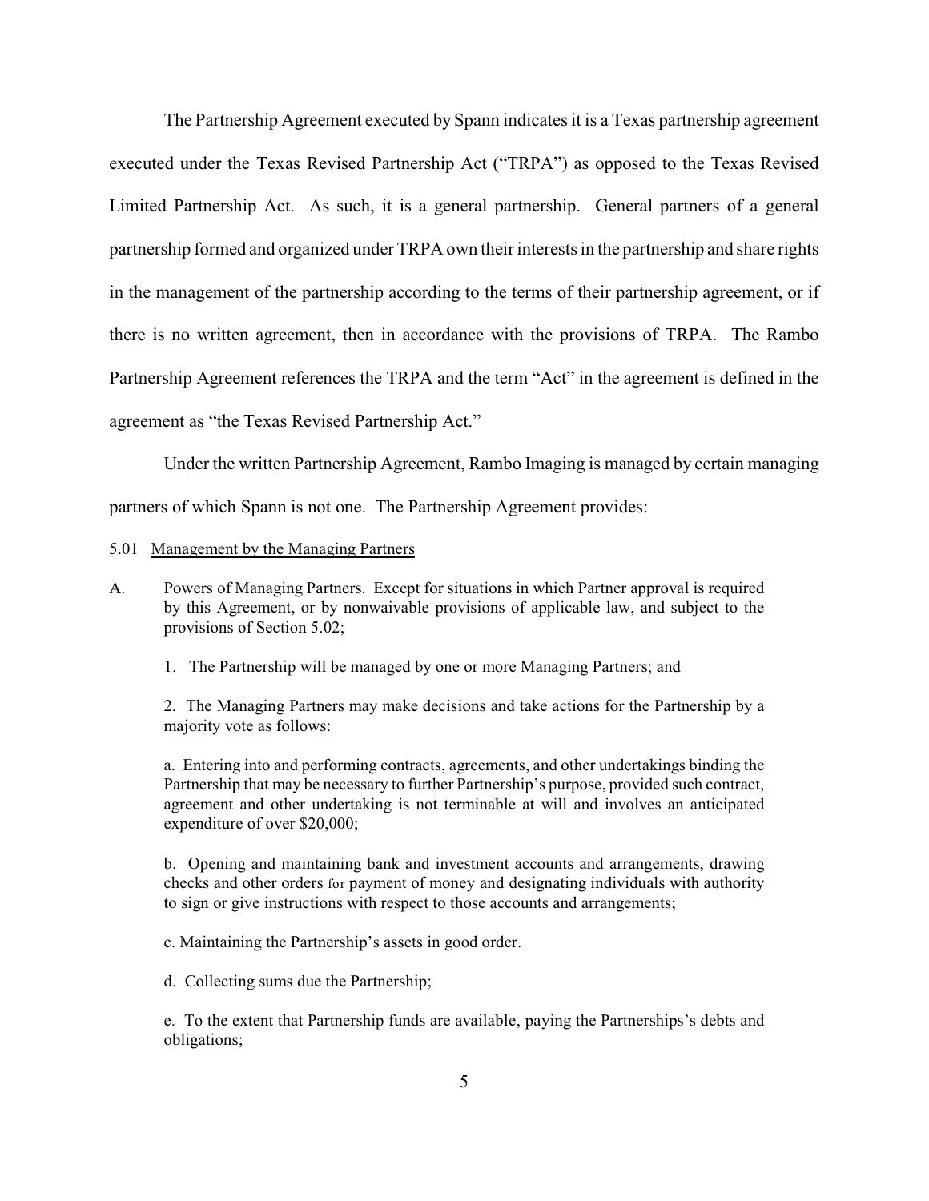The Partnership Agreement executed by Spann indicates it is a Texas partnership agreement executed under the Texas Revised Partnership Act ("TRPA") as opposed to the Texas Revised Limited Partnership Act. As such, it is a general partnership. General partners of a general partnership formed and organized under TRPA own their interests in the partnership and share rights in the management of the partnership according to the terms of their partnership agreement, or if there is no written agreement, then in accordance with the provisions of TRPA. The Rambo Partnership Agreement references the TRPA and the term "Act" in the agreement is defined in the agreement as "the Texas Revised Partnership Act."

Under the written Partnership Agreement, Rambo Imaging is managed by certain managing partners of which Spann is not one. The Partnership Agreement provides:

5.01 Management by the Managing Partners

A. Powers of Managing Partners. Except for situations in which Partner approval is required by this Agreement, or by nonwaivable provisions of applicable law, and subject to the provisions of Section 5.02;

1. The Partnership will be managed by one or more Managing Partners; and

2. The Managing Partners may make decisions and take actions for the Partnership by a majority vote as follows:

a. Entering into and performing contracts, agreements, and other undertakings binding the Partnership that may be necessary to further Partnership's purpose, provided such contract, agreement and other undertaking is not terminable at will and involves an anticipated expenditure of over $20,000;

b. Opening and maintaining bank and investment accounts and arrangements, drawing checks and other orders for payment of money and designating individuals with authority to sign or give instructions with respect to those accounts and arrangements;

c. Maintaining the Partnership's assets in good order.

d. Collecting sums due the Partnership;

e. To the extent that Partnership funds are available, paying the Partnerships's debts and obligations;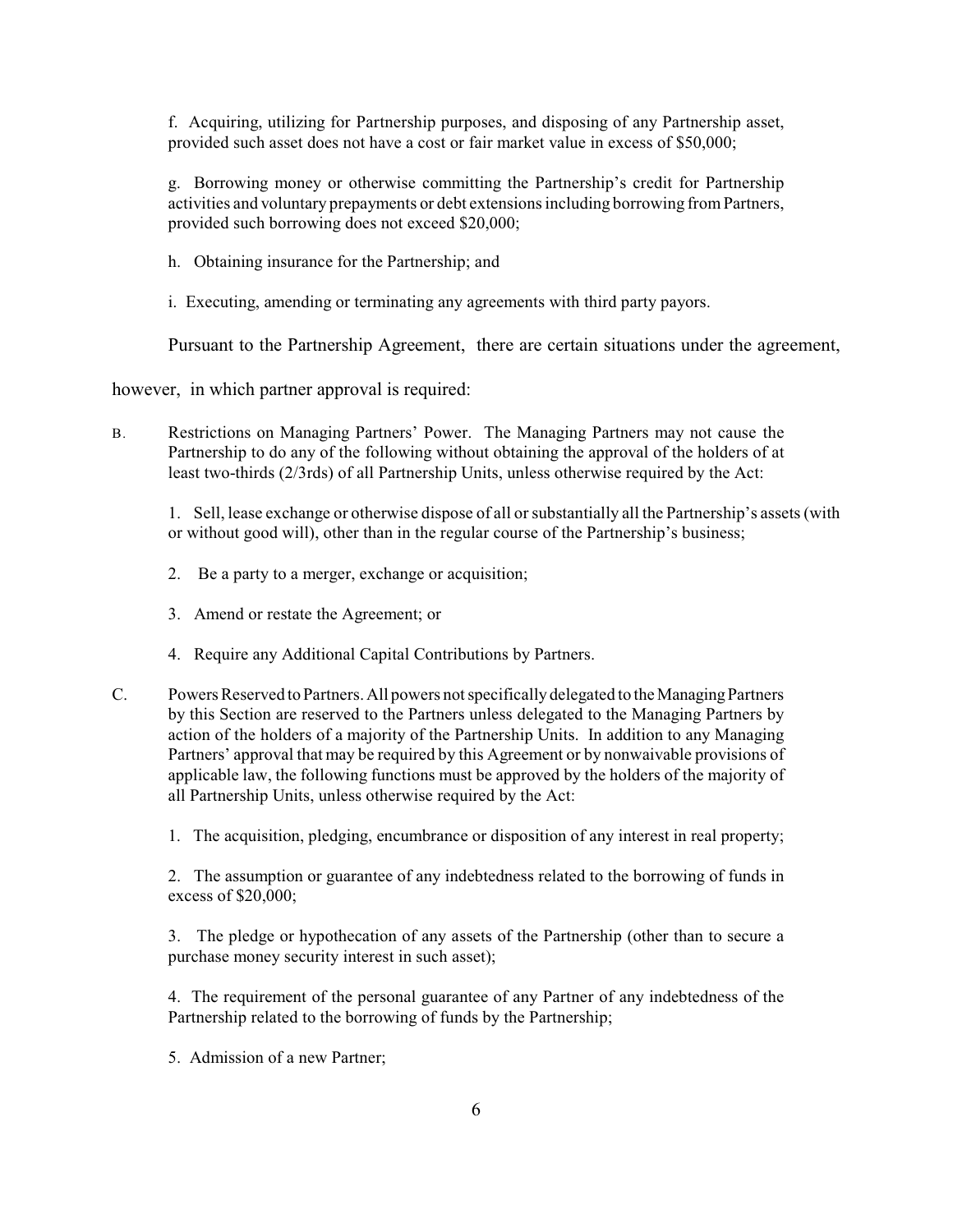f. Acquiring, utilizing for Partnership purposes, and disposing of any Partnership asset, provided such asset does not have a cost or fair market value in excess of $50,000;

g. Borrowing money or otherwise committing the Partnership's credit for Partnership activities and voluntary prepayments or debt extensions including borrowing from Partners, provided such borrowing does not exceed $20,000;

h. Obtaining insurance for the Partnership; and

i. Executing, amending or terminating any agreements with third party payors.

Pursuant to the Partnership Agreement, there are certain situations under the agreement, however, in which partner approval is required:

B. Restrictions on Managing Partners' Power. The Managing Partners may not cause the Partnership to do any of the following without obtaining the approval of the holders of at least two-thirds (2/3rds) of all Partnership Units, unless otherwise required by the Act:

1. Sell, lease exchange or otherwise dispose of all or substantially all the Partnership's assets (with or without good will), other than in the regular course of the Partnership's business;

2. Be a party to a merger, exchange or acquisition;

3. Amend or restate the Agreement; or

4. Require any Additional Capital Contributions by Partners.

C. Powers Reserved to Partners. All powers not specifically delegated to the Managing Partners by this Section are reserved to the Partners unless delegated to the Managing Partners by action of the holders of a majority of the Partnership Units. In addition to any Managing Partners' approval that may be required by this Agreement or by nonwaivable provisions of applicable law, the following functions must be approved by the holders of the majority of all Partnership Units, unless otherwise required by the Act:

1. The acquisition, pledging, encumbrance or disposition of any interest in real property;

2. The assumption or guarantee of any indebtedness related to the borrowing of funds in excess of $20,000;

3. The pledge or hypothecation of any assets of the Partnership (other than to secure a purchase money security interest in such asset);

4. The requirement of the personal guarantee of any Partner of any indebtedness of the Partnership related to the borrowing of funds by the Partnership;

5. Admission of a new Partner;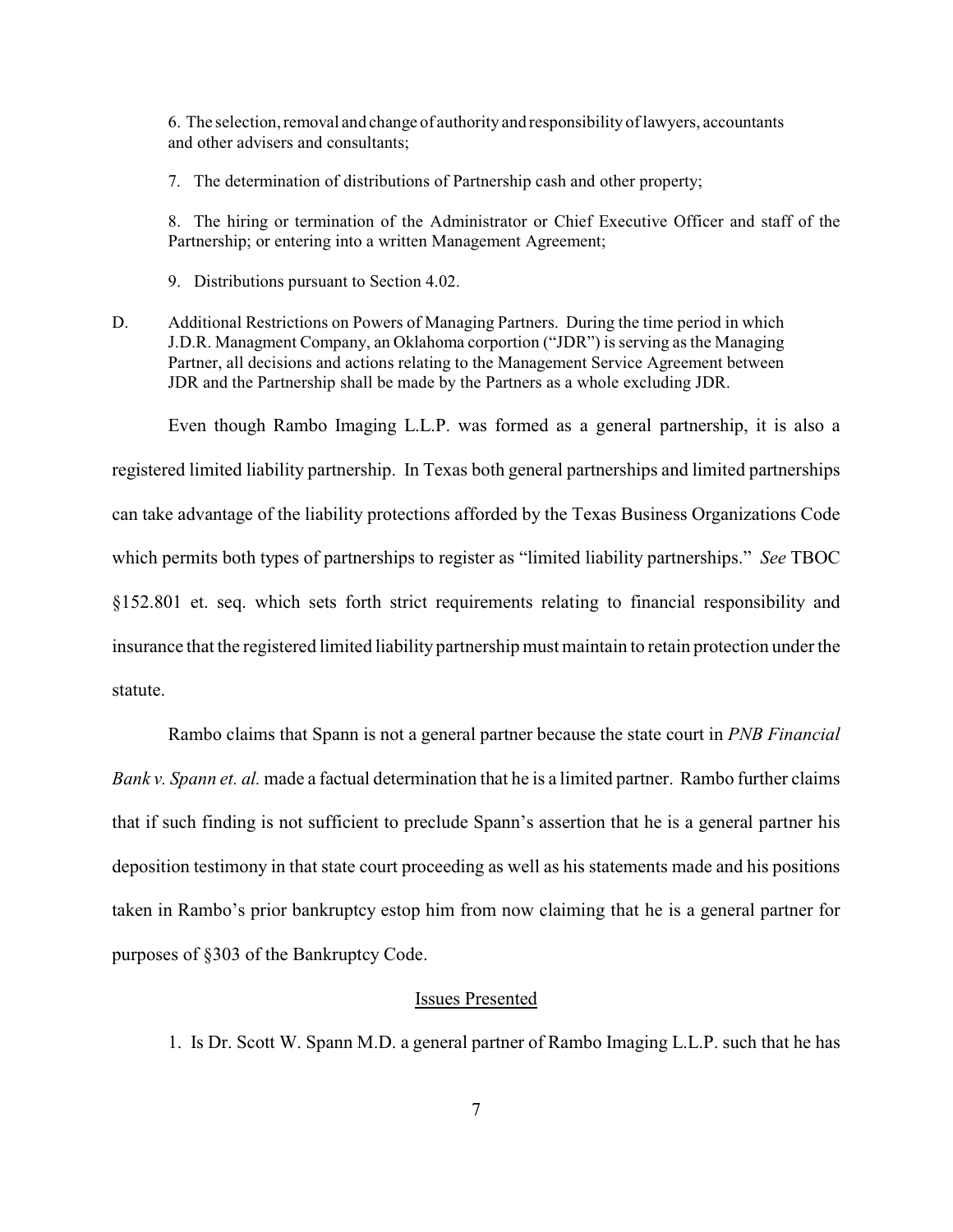6. The selection, removal and change of authority and responsibility of lawyers, accountants and other advisers and consultants;

7. The determination of distributions of Partnership cash and other property;

8. The hiring or termination of the Administrator or Chief Executive Officer and staff of the Partnership; or entering into a written Management Agreement;

9. Distributions pursuant to Section 4.02.

D. Additional Restrictions on Powers of Managing Partners. During the time period in which J.D.R. Managment Company, an Oklahoma corportion ("JDR") is serving as the Managing Partner, all decisions and actions relating to the Management Service Agreement between JDR and the Partnership shall be made by the Partners as a whole excluding JDR.

Even though Rambo Imaging L.L.P. was formed as a general partnership, it is also a registered limited liability partnership. In Texas both general partnerships and limited partnerships can take advantage of the liability protections afforded by the Texas Business Organizations Code which permits both types of partnerships to register as "limited liability partnerships." *See* TBOC §152.801 et. seq. which sets forth strict requirements relating to financial responsibility and insurance that the registered limited liability partnership must maintain to retain protection under the statute.

Rambo claims that Spann is not a general partner because the state court in *PNB Financial Bank v. Spann et. al.* made a factual determination that he is a limited partner. Rambo further claims that if such finding is not sufficient to preclude Spann's assertion that he is a general partner his deposition testimony in that state court proceeding as well as his statements made and his positions taken in Rambo's prior bankruptcy estop him from now claiming that he is a general partner for purposes of §303 of the Bankruptcy Code.

## Issues Presented

1. Is Dr. Scott W. Spann M.D. a general partner of Rambo Imaging L.L.P. such that he has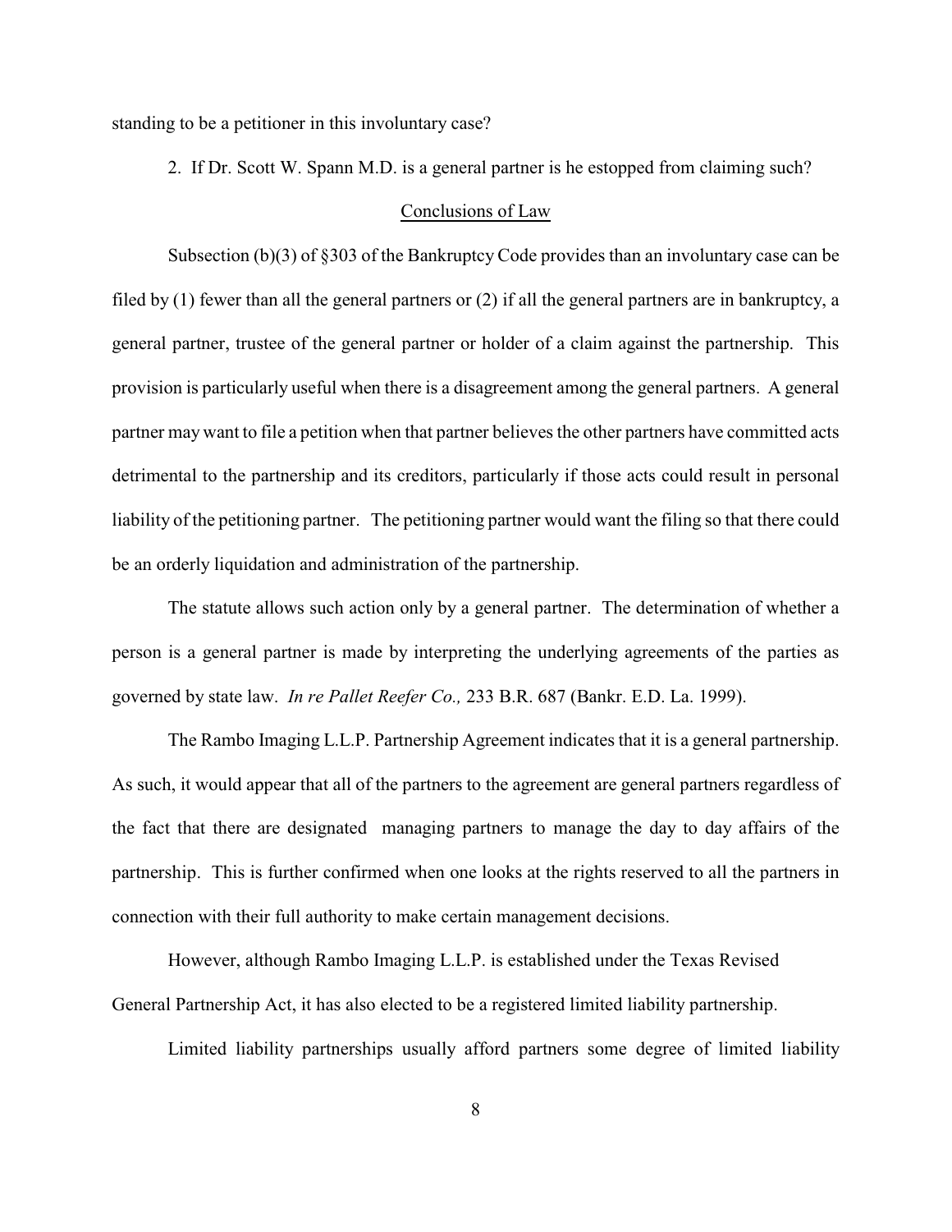standing to be a petitioner in this involuntary case?

2. If Dr. Scott W. Spann M.D. is a general partner is he estopped from claiming such?

## Conclusions of Law

Subsection (b)(3) of §303 of the Bankruptcy Code provides than an involuntary case can be filed by (1) fewer than all the general partners or (2) if all the general partners are in bankruptcy, a general partner, trustee of the general partner or holder of a claim against the partnership. This provision is particularly useful when there is a disagreement among the general partners. A general partner may want to file a petition when that partner believes the other partners have committed acts detrimental to the partnership and its creditors, particularly if those acts could result in personal liability of the petitioning partner. The petitioning partner would want the filing so that there could be an orderly liquidation and administration of the partnership.

The statute allows such action only by a general partner. The determination of whether a person is a general partner is made by interpreting the underlying agreements of the parties as governed by state law. *In re Pallet Reefer Co.,* 233 B.R. 687 (Bankr. E.D. La. 1999).

The Rambo Imaging L.L.P. Partnership Agreement indicates that it is a general partnership. As such, it would appear that all of the partners to the agreement are general partners regardless of the fact that there are designated managing partners to manage the day to day affairs of the partnership. This is further confirmed when one looks at the rights reserved to all the partners in connection with their full authority to make certain management decisions.

However, although Rambo Imaging L.L.P. is established under the Texas Revised General Partnership Act, it has also elected to be a registered limited liability partnership.

Limited liability partnerships usually afford partners some degree of limited liability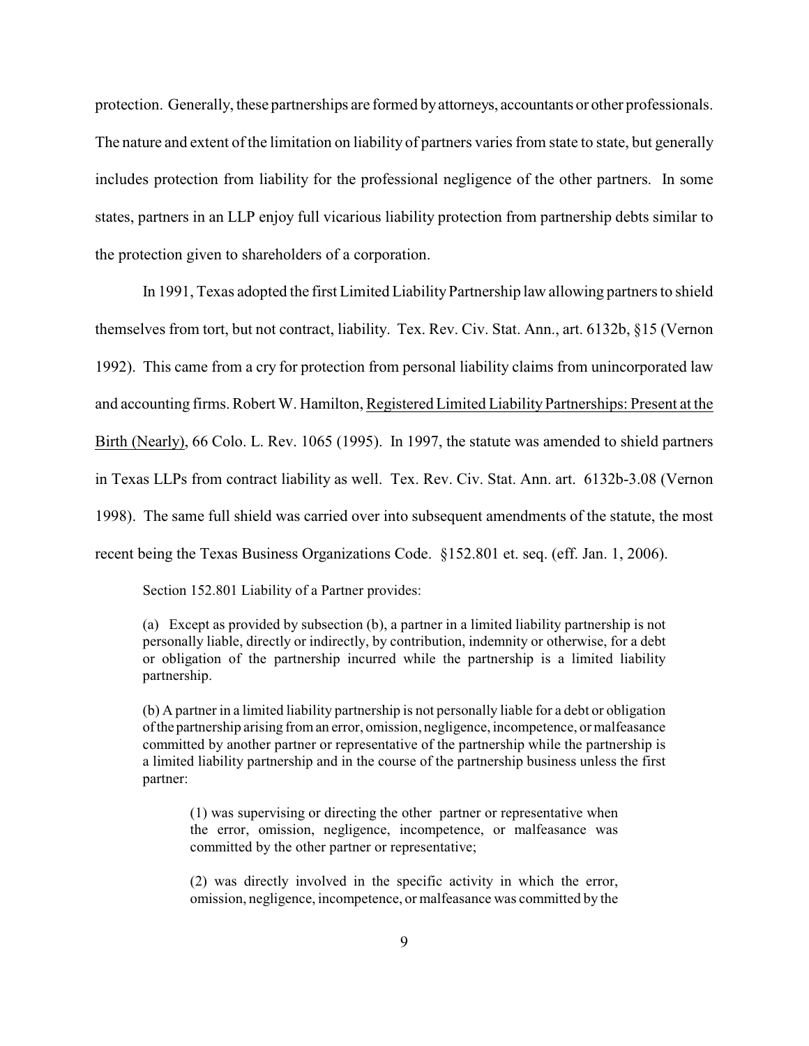protection. Generally, these partnerships are formed by attorneys, accountants or other professionals. The nature and extent of the limitation on liability of partners varies from state to state, but generally includes protection from liability for the professional negligence of the other partners. In some states, partners in an LLP enjoy full vicarious liability protection from partnership debts similar to the protection given to shareholders of a corporation.

In 1991, Texas adopted the first Limited Liability Partnership law allowing partners to shield themselves from tort, but not contract, liability. Tex. Rev. Civ. Stat. Ann., art. 6132b, §15 (Vernon 1992). This came from a cry for protection from personal liability claims from unincorporated law and accounting firms. Robert W. Hamilton, Registered Limited Liability Partnerships: Present at the Birth (Nearly), 66 Colo. L. Rev. 1065 (1995). In 1997, the statute was amended to shield partners in Texas LLPs from contract liability as well. Tex. Rev. Civ. Stat. Ann. art. 6132b-3.08 (Vernon 1998). The same full shield was carried over into subsequent amendments of the statute, the most recent being the Texas Business Organizations Code. §152.801 et. seq. (eff. Jan. 1, 2006).

Section 152.801 Liability of a Partner provides:

> (a) Except as provided by subsection (b), a partner in a limited liability partnership is not personally liable, directly or indirectly, by contribution, indemnity or otherwise, for a debt or obligation of the partnership incurred while the partnership is a limited liability partnership.
>
> (b) A partner in a limited liability partnership is not personally liable for a debt or obligation of the partnership arising from an error, omission, negligence, incompetence, or malfeasance committed by another partner or representative of the partnership while the partnership is a limited liability partnership and in the course of the partnership business unless the first partner:
>
> > (1) was supervising or directing the other partner or representative when the error, omission, negligence, incompetence, or malfeasance was committed by the other partner or representative;
> >
> > (2) was directly involved in the specific activity in which the error, omission, negligence, incompetence, or malfeasance was committed by the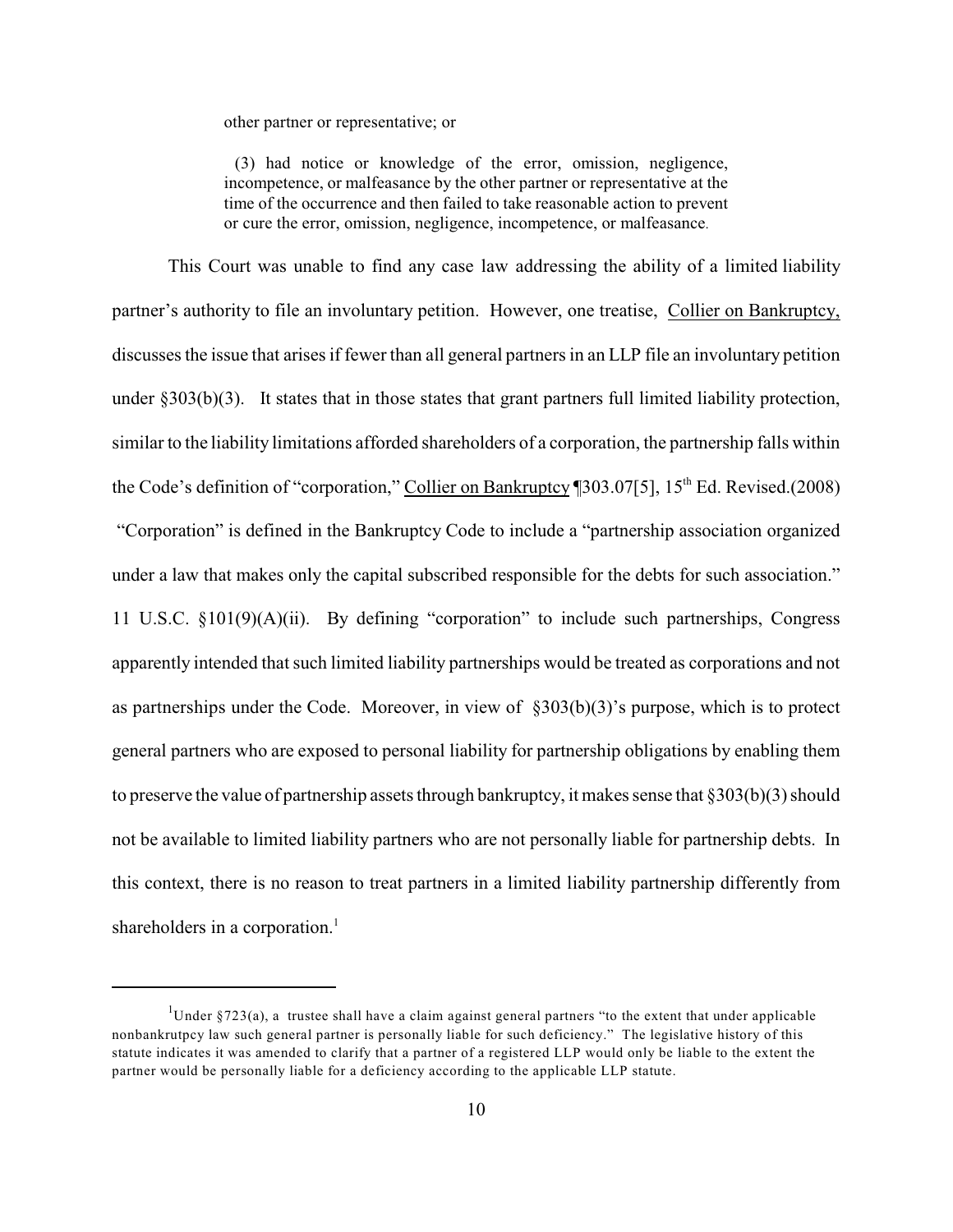> other partner or representative; or
>
> (3) had notice or knowledge of the error, omission, negligence, incompetence, or malfeasance by the other partner or representative at the time of the occurrence and then failed to take reasonable action to prevent or cure the error, omission, negligence, incompetence, or malfeasance.

This Court was unable to find any case law addressing the ability of a limited liability partner's authority to file an involuntary petition. However, one treatise, Collier on Bankruptcy, discusses the issue that arises if fewer than all general partners in an LLP file an involuntary petition under §303(b)(3). It states that in those states that grant partners full limited liability protection, similar to the liability limitations afforded shareholders of a corporation, the partnership falls within the Code's definition of "corporation," Collier on Bankruptcy ¶303.07[5], 15th Ed. Revised.(2008) "Corporation" is defined in the Bankruptcy Code to include a "partnership association organized under a law that makes only the capital subscribed responsible for the debts for such association." 11 U.S.C. §101(9)(A)(ii). By defining "corporation" to include such partnerships, Congress apparently intended that such limited liability partnerships would be treated as corporations and not as partnerships under the Code. Moreover, in view of §303(b)(3)'s purpose, which is to protect general partners who are exposed to personal liability for partnership obligations by enabling them to preserve the value of partnership assets through bankruptcy, it makes sense that §303(b)(3) should not be available to limited liability partners who are not personally liable for partnership debts. In this context, there is no reason to treat partners in a limited liability partnership differently from shareholders in a corporation.[1]

---

[1] Under §723(a), a trustee shall have a claim against general partners "to the extent that under applicable nonbankrutpcy law such general partner is personally liable for such deficiency." The legislative history of this statute indicates it was amended to clarify that a partner of a registered LLP would only be liable to the extent the partner would be personally liable for a deficiency according to the applicable LLP statute.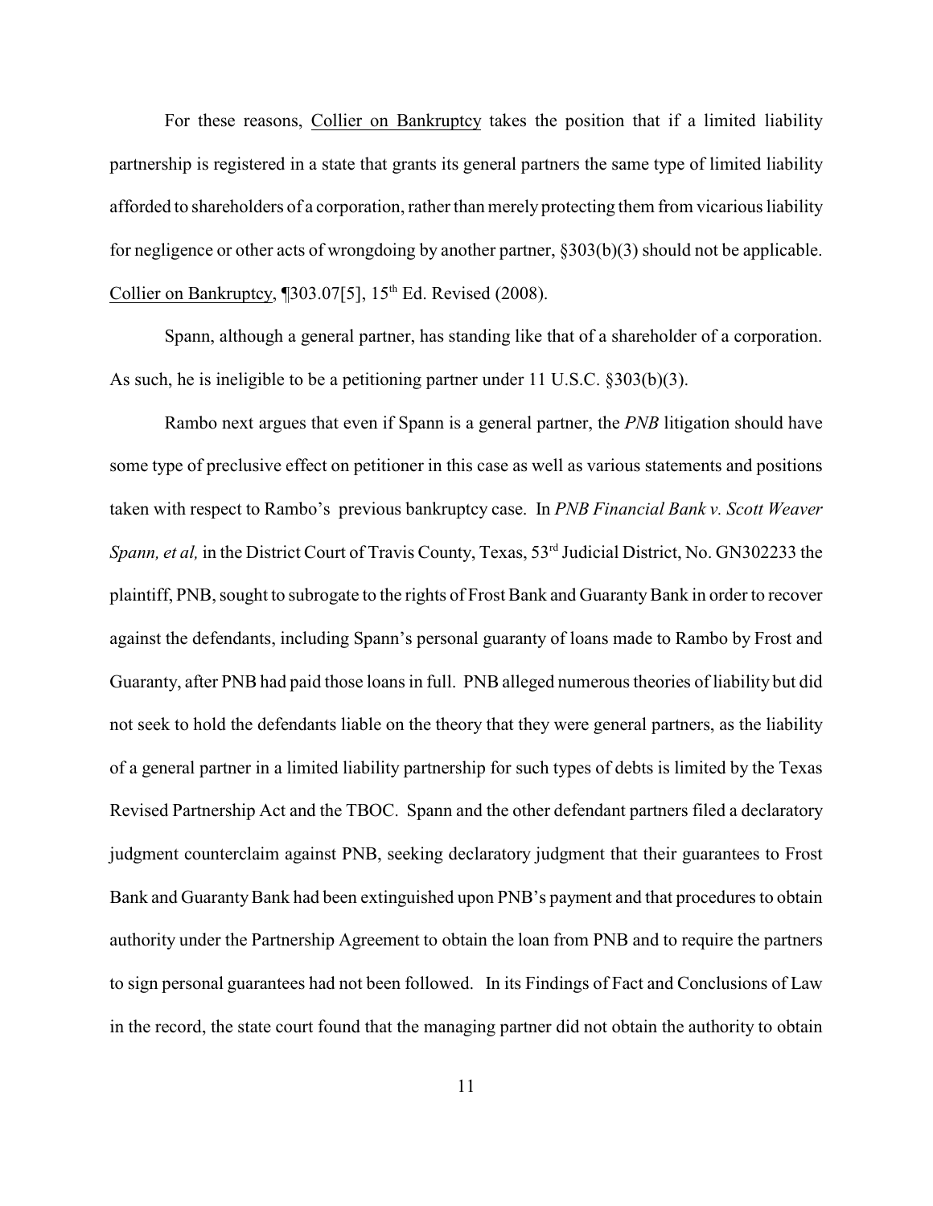For these reasons, Collier on Bankruptcy takes the position that if a limited liability partnership is registered in a state that grants its general partners the same type of limited liability afforded to shareholders of a corporation, rather than merely protecting them from vicarious liability for negligence or other acts of wrongdoing by another partner, §303(b)(3) should not be applicable. Collier on Bankruptcy, ¶303.07[5], 15th Ed. Revised (2008).

Spann, although a general partner, has standing like that of a shareholder of a corporation. As such, he is ineligible to be a petitioning partner under 11 U.S.C. §303(b)(3).

Rambo next argues that even if Spann is a general partner, the *PNB* litigation should have some type of preclusive effect on petitioner in this case as well as various statements and positions taken with respect to Rambo's previous bankruptcy case. In *PNB Financial Bank v. Scott Weaver Spann, et al,* in the District Court of Travis County, Texas, 53rd Judicial District, No. GN302233 the plaintiff, PNB, sought to subrogate to the rights of Frost Bank and Guaranty Bank in order to recover against the defendants, including Spann's personal guaranty of loans made to Rambo by Frost and Guaranty, after PNB had paid those loans in full. PNB alleged numerous theories of liability but did not seek to hold the defendants liable on the theory that they were general partners, as the liability of a general partner in a limited liability partnership for such types of debts is limited by the Texas Revised Partnership Act and the TBOC. Spann and the other defendant partners filed a declaratory judgment counterclaim against PNB, seeking declaratory judgment that their guarantees to Frost Bank and Guaranty Bank had been extinguished upon PNB's payment and that procedures to obtain authority under the Partnership Agreement to obtain the loan from PNB and to require the partners to sign personal guarantees had not been followed. In its Findings of Fact and Conclusions of Law in the record, the state court found that the managing partner did not obtain the authority to obtain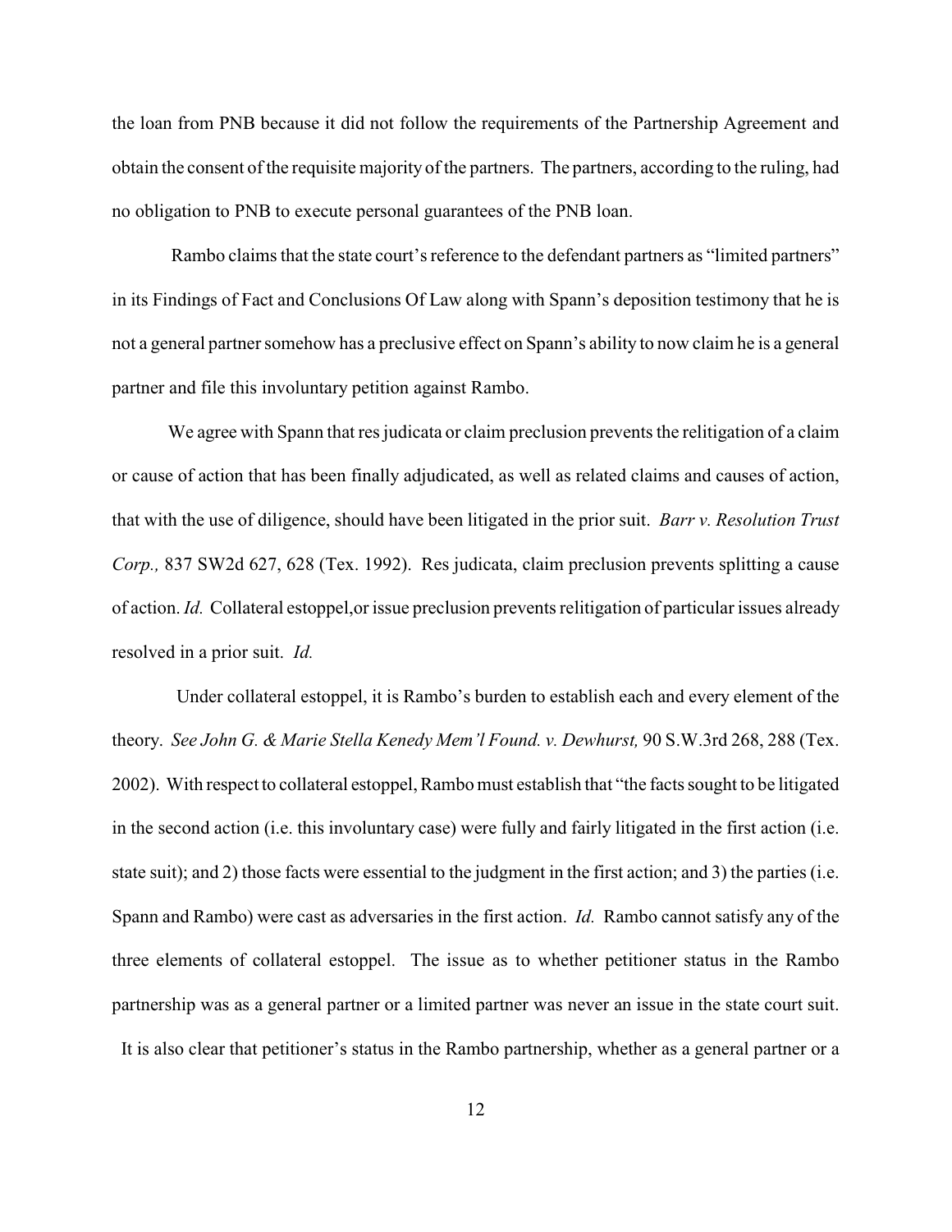the loan from PNB because it did not follow the requirements of the Partnership Agreement and obtain the consent of the requisite majority of the partners. The partners, according to the ruling, had no obligation to PNB to execute personal guarantees of the PNB loan.

Rambo claims that the state court's reference to the defendant partners as "limited partners" in its Findings of Fact and Conclusions Of Law along with Spann's deposition testimony that he is not a general partner somehow has a preclusive effect on Spann's ability to now claim he is a general partner and file this involuntary petition against Rambo.

We agree with Spann that res judicata or claim preclusion prevents the relitigation of a claim or cause of action that has been finally adjudicated, as well as related claims and causes of action, that with the use of diligence, should have been litigated in the prior suit. *Barr v. Resolution Trust Corp.,* 837 SW2d 627, 628 (Tex. 1992). Res judicata, claim preclusion prevents splitting a cause of action. *Id.* Collateral estoppel,or issue preclusion prevents relitigation of particular issues already resolved in a prior suit. *Id.*

Under collateral estoppel, it is Rambo's burden to establish each and every element of the theory. *See John G. & Marie Stella Kenedy Mem'l Found. v. Dewhurst,* 90 S.W.3rd 268, 288 (Tex. 2002). With respect to collateral estoppel, Rambo must establish that "the facts sought to be litigated in the second action (i.e. this involuntary case) were fully and fairly litigated in the first action (i.e. state suit); and 2) those facts were essential to the judgment in the first action; and 3) the parties (i.e. Spann and Rambo) were cast as adversaries in the first action. *Id.* Rambo cannot satisfy any of the three elements of collateral estoppel. The issue as to whether petitioner status in the Rambo partnership was as a general partner or a limited partner was never an issue in the state court suit. It is also clear that petitioner's status in the Rambo partnership, whether as a general partner or a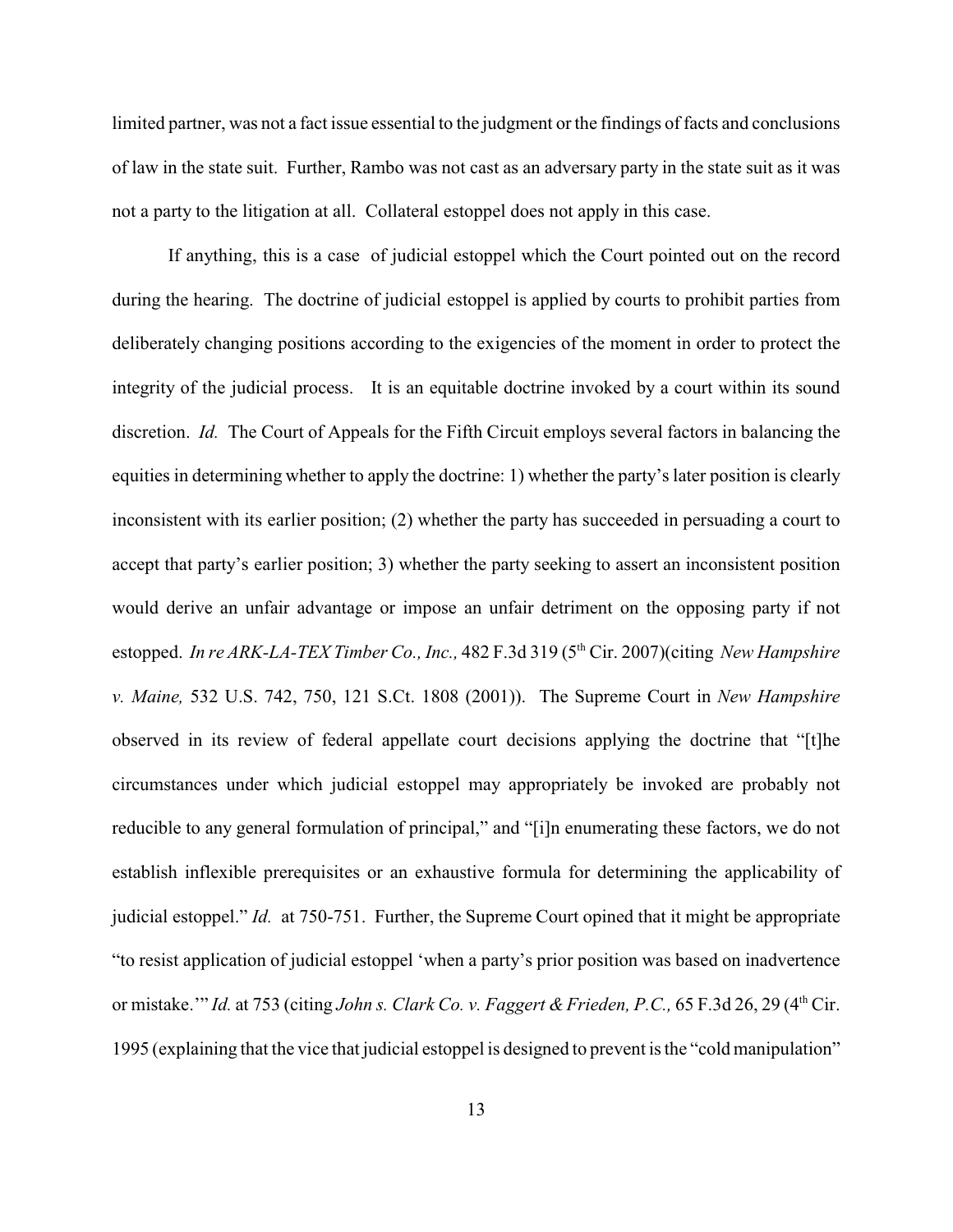limited partner, was not a fact issue essential to the judgment or the findings of facts and conclusions of law in the state suit. Further, Rambo was not cast as an adversary party in the state suit as it was not a party to the litigation at all. Collateral estoppel does not apply in this case.

If anything, this is a case of judicial estoppel which the Court pointed out on the record during the hearing. The doctrine of judicial estoppel is applied by courts to prohibit parties from deliberately changing positions according to the exigencies of the moment in order to protect the integrity of the judicial process. It is an equitable doctrine invoked by a court within its sound discretion. *Id.* The Court of Appeals for the Fifth Circuit employs several factors in balancing the equities in determining whether to apply the doctrine: 1) whether the party's later position is clearly inconsistent with its earlier position; (2) whether the party has succeeded in persuading a court to accept that party's earlier position; 3) whether the party seeking to assert an inconsistent position would derive an unfair advantage or impose an unfair detriment on the opposing party if not estopped. *In re ARK-LA-TEX Timber Co., Inc.,* 482 F.3d 319 (5th Cir. 2007)(citing *New Hampshire v. Maine,* 532 U.S. 742, 750, 121 S.Ct. 1808 (2001)). The Supreme Court in *New Hampshire* observed in its review of federal appellate court decisions applying the doctrine that "[t]he circumstances under which judicial estoppel may appropriately be invoked are probably not reducible to any general formulation of principal," and "[i]n enumerating these factors, we do not establish inflexible prerequisites or an exhaustive formula for determining the applicability of judicial estoppel." *Id.* at 750-751. Further, the Supreme Court opined that it might be appropriate "to resist application of judicial estoppel 'when a party's prior position was based on inadvertence or mistake.'" *Id.* at 753 (citing *John s. Clark Co. v. Faggert & Frieden, P.C.,* 65 F.3d 26, 29 (4th Cir. 1995 (explaining that the vice that judicial estoppel is designed to prevent is the "cold manipulation"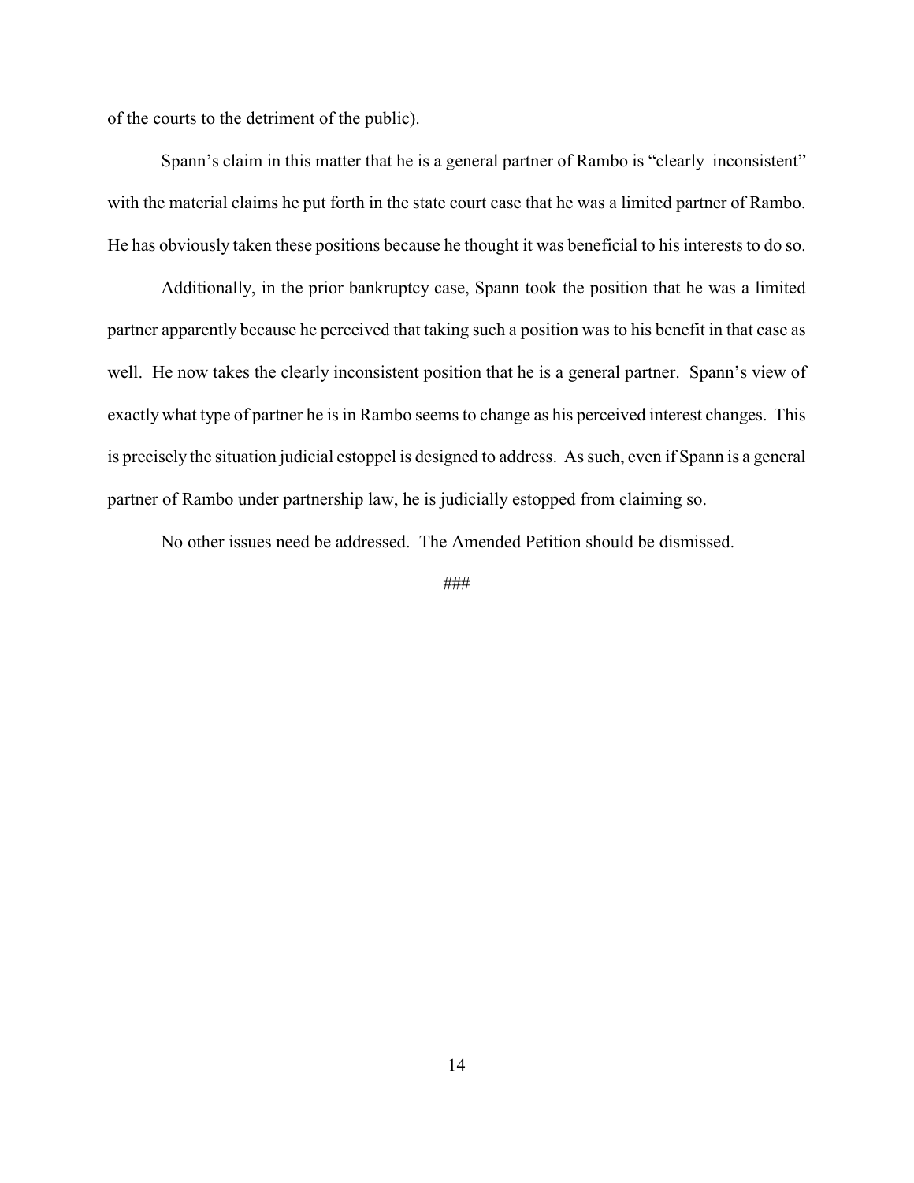of the courts to the detriment of the public).

Spann's claim in this matter that he is a general partner of Rambo is "clearly inconsistent" with the material claims he put forth in the state court case that he was a limited partner of Rambo. He has obviously taken these positions because he thought it was beneficial to his interests to do so.

Additionally, in the prior bankruptcy case, Spann took the position that he was a limited partner apparently because he perceived that taking such a position was to his benefit in that case as well. He now takes the clearly inconsistent position that he is a general partner. Spann's view of exactly what type of partner he is in Rambo seems to change as his perceived interest changes. This is precisely the situation judicial estoppel is designed to address. As such, even if Spann is a general partner of Rambo under partnership law, he is judicially estopped from claiming so.

No other issues need be addressed. The Amended Petition should be dismissed.

###